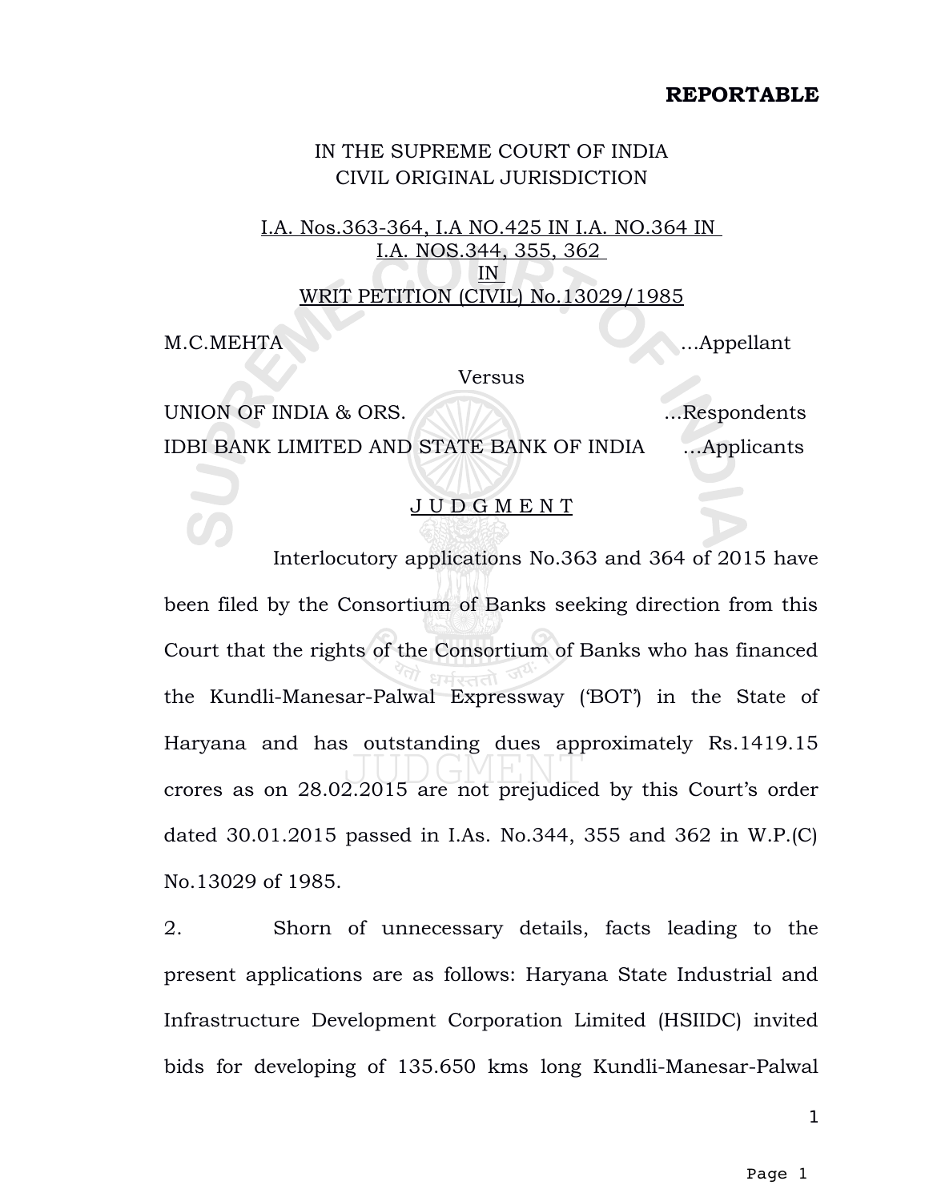**REPORTABLE**

IN THE SUPREME COURT OF INDIA
CIVIL ORIGINAL JURISDICTION

I.A. Nos.363-364, I.A NO.425 IN I.A. NO.364 IN
I.A. NOS.344, 355, 362
IN
WRIT PETITION (CIVIL) No.13029/1985

M.C.MEHTA ...Appellant

Versus

UNION OF INDIA & ORS. ...Respondents

IDBI BANK LIMITED AND STATE BANK OF INDIA ...Applicants

J U D G M E N T

Interlocutory applications No.363 and 364 of 2015 have been filed by the Consortium of Banks seeking direction from this Court that the rights of the Consortium of Banks who has financed the Kundli-Manesar-Palwal Expressway ('BOT') in the State of Haryana and has outstanding dues approximately Rs.1419.15 crores as on 28.02.2015 are not prejudiced by this Court's order dated 30.01.2015 passed in I.As. No.344, 355 and 362 in W.P.(C) No.13029 of 1985.

2. Shorn of unnecessary details, facts leading to the present applications are as follows: Haryana State Industrial and Infrastructure Development Corporation Limited (HSIIDC) invited bids for developing of 135.650 kms long Kundli-Manesar-Palwal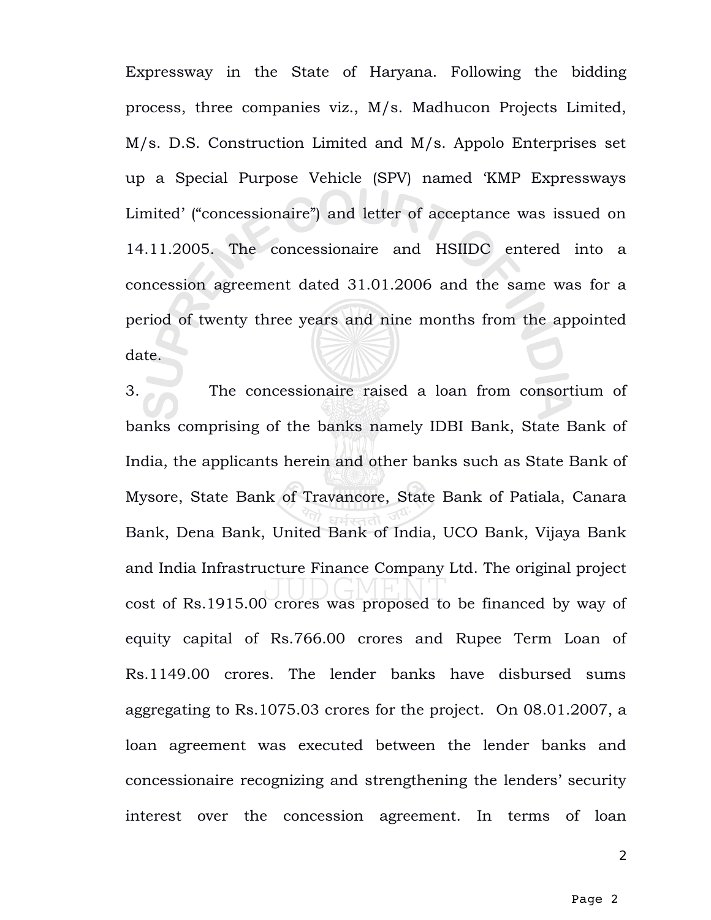Expressway in the State of Haryana. Following the bidding process, three companies viz., M/s. Madhucon Projects Limited, M/s. D.S. Construction Limited and M/s. Appolo Enterprises set up a Special Purpose Vehicle (SPV) named 'KMP Expressways Limited' ("concessionaire") and letter of acceptance was issued on 14.11.2005. The concessionaire and HSIIDC entered into a concession agreement dated 31.01.2006 and the same was for a period of twenty three years and nine months from the appointed date.

3. The concessionaire raised a loan from consortium of banks comprising of the banks namely IDBI Bank, State Bank of India, the applicants herein and other banks such as State Bank of Mysore, State Bank of Travancore, State Bank of Patiala, Canara Bank, Dena Bank, United Bank of India, UCO Bank, Vijaya Bank and India Infrastructure Finance Company Ltd. The original project cost of Rs.1915.00 crores was proposed to be financed by way of equity capital of Rs.766.00 crores and Rupee Term Loan of Rs.1149.00 crores. The lender banks have disbursed sums aggregating to Rs.1075.03 crores for the project. On 08.01.2007, a loan agreement was executed between the lender banks and concessionaire recognizing and strengthening the lenders' security interest over the concession agreement. In terms of loan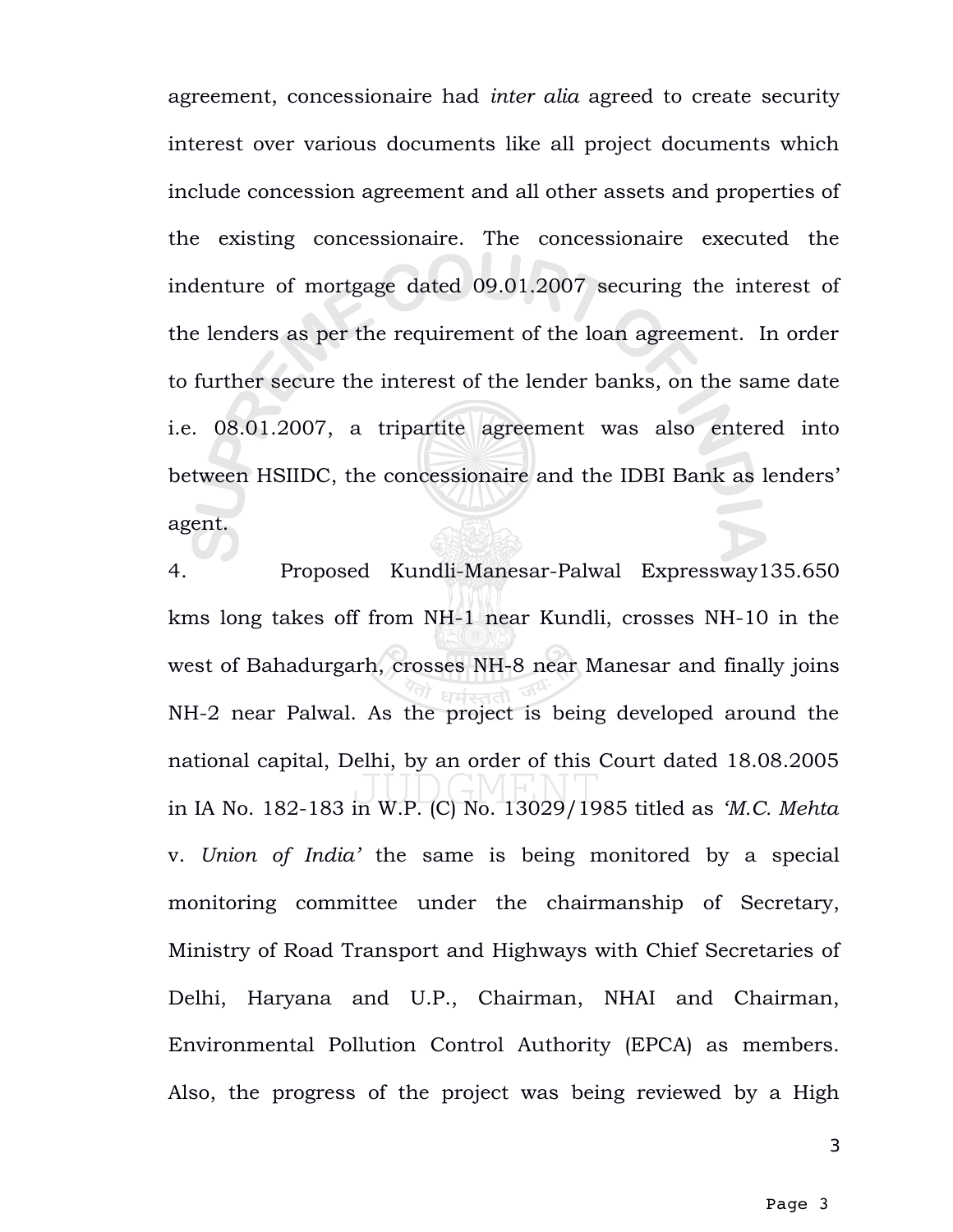agreement, concessionaire had *inter alia* agreed to create security interest over various documents like all project documents which include concession agreement and all other assets and properties of the existing concessionaire. The concessionaire executed the indenture of mortgage dated 09.01.2007 securing the interest of the lenders as per the requirement of the loan agreement. In order to further secure the interest of the lender banks, on the same date i.e. 08.01.2007, a tripartite agreement was also entered into between HSIIDC, the concessionaire and the IDBI Bank as lenders' agent.

4. Proposed Kundli-Manesar-Palwal Expressway135.650 kms long takes off from NH-1 near Kundli, crosses NH-10 in the west of Bahadurgarh, crosses NH-8 near Manesar and finally joins NH-2 near Palwal. As the project is being developed around the national capital, Delhi, by an order of this Court dated 18.08.2005 in IA No. 182-183 in W.P. (C) No. 13029/1985 titled as *'M.C. Mehta* v. *Union of India'* the same is being monitored by a special monitoring committee under the chairmanship of Secretary, Ministry of Road Transport and Highways with Chief Secretaries of Delhi, Haryana and U.P., Chairman, NHAI and Chairman, Environmental Pollution Control Authority (EPCA) as members. Also, the progress of the project was being reviewed by a High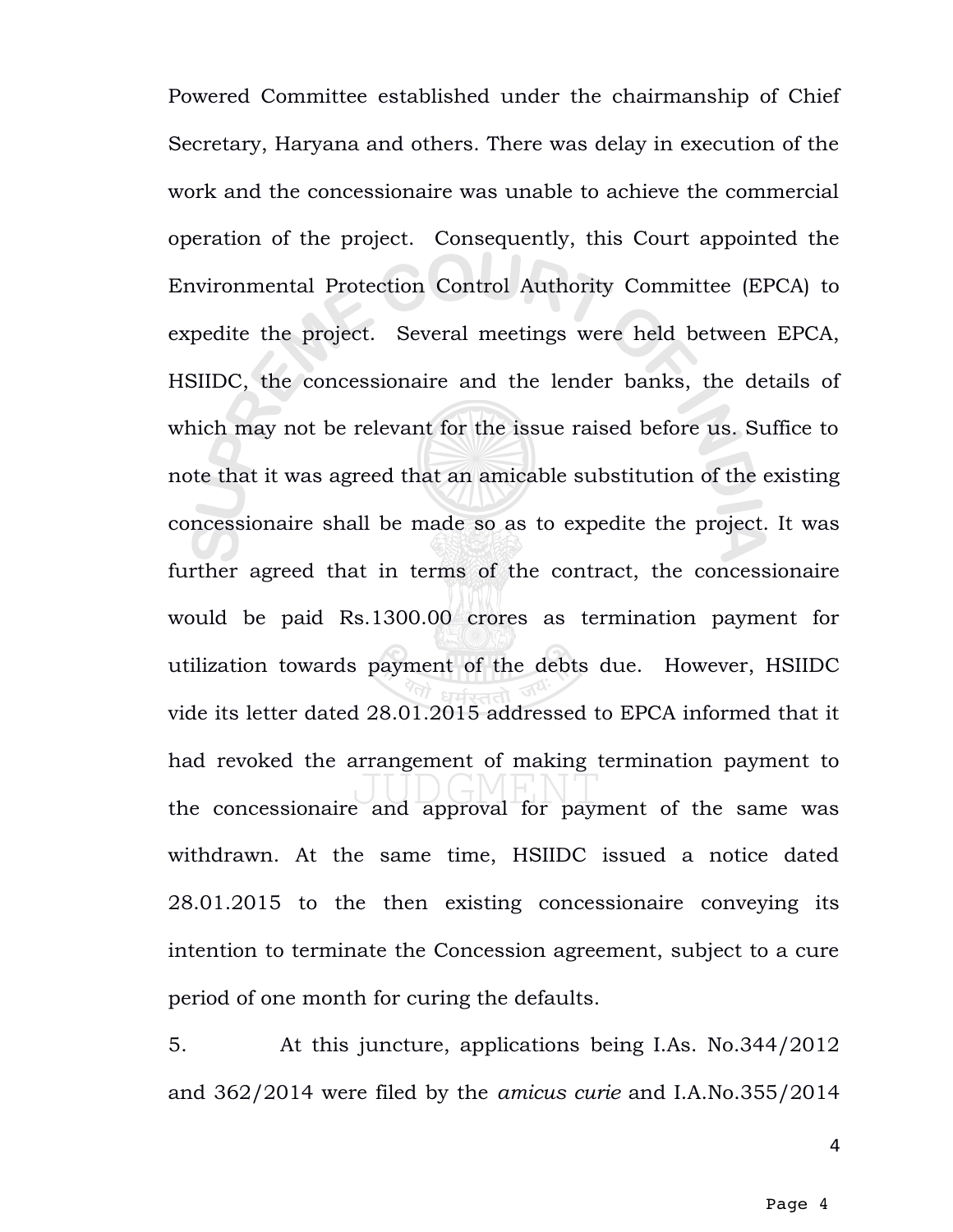Powered Committee established under the chairmanship of Chief Secretary, Haryana and others. There was delay in execution of the work and the concessionaire was unable to achieve the commercial operation of the project. Consequently, this Court appointed the Environmental Protection Control Authority Committee (EPCA) to expedite the project. Several meetings were held between EPCA, HSIIDC, the concessionaire and the lender banks, the details of which may not be relevant for the issue raised before us. Suffice to note that it was agreed that an amicable substitution of the existing concessionaire shall be made so as to expedite the project. It was further agreed that in terms of the contract, the concessionaire would be paid Rs.1300.00 crores as termination payment for utilization towards payment of the debts due. However, HSIIDC vide its letter dated 28.01.2015 addressed to EPCA informed that it had revoked the arrangement of making termination payment to the concessionaire and approval for payment of the same was withdrawn. At the same time, HSIIDC issued a notice dated 28.01.2015 to the then existing concessionaire conveying its intention to terminate the Concession agreement, subject to a cure period of one month for curing the defaults.

5. At this juncture, applications being I.As. No.344/2012 and 362/2014 were filed by the *amicus curie* and I.A.No.355/2014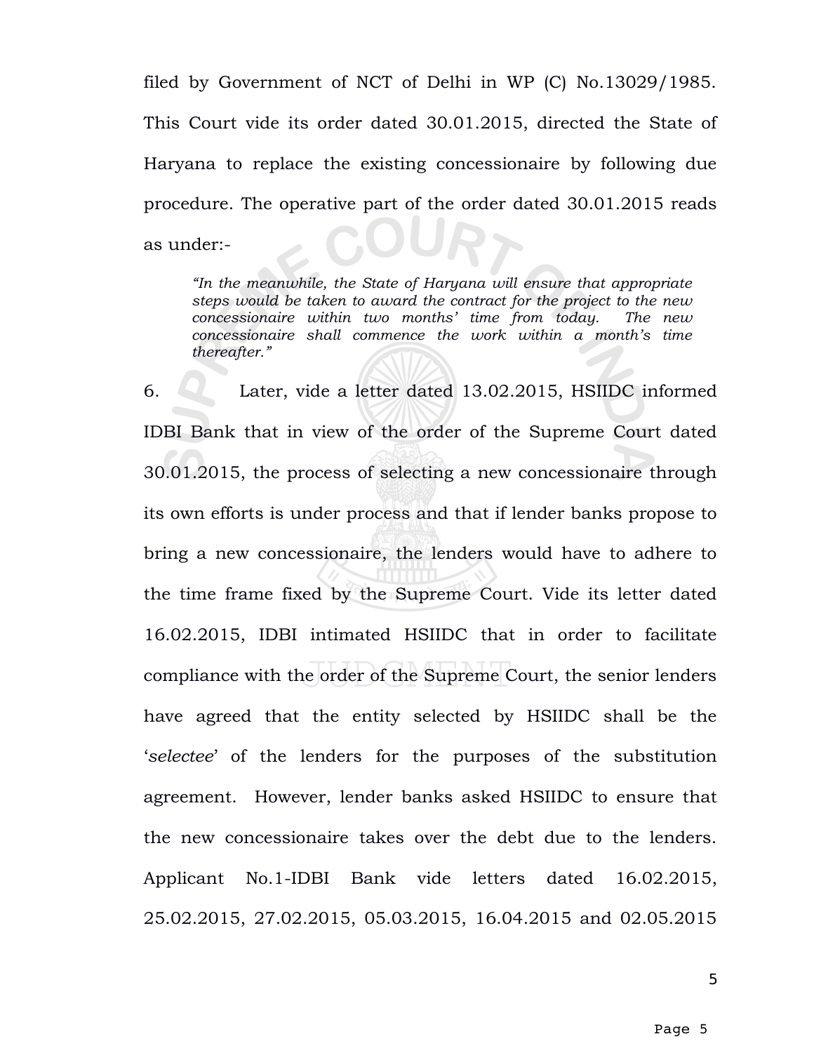filed by Government of NCT of Delhi in WP (C) No.13029/1985. This Court vide its order dated 30.01.2015, directed the State of Haryana to replace the existing concessionaire by following due procedure. The operative part of the order dated 30.01.2015 reads as under:-

> *"In the meanwhile, the State of Haryana will ensure that appropriate steps would be taken to award the contract for the project to the new concessionaire within two months' time from today. The new concessionaire shall commence the work within a month's time thereafter."*

6. Later, vide a letter dated 13.02.2015, HSIIDC informed IDBI Bank that in view of the order of the Supreme Court dated 30.01.2015, the process of selecting a new concessionaire through its own efforts is under process and that if lender banks propose to bring a new concessionaire, the lenders would have to adhere to the time frame fixed by the Supreme Court. Vide its letter dated 16.02.2015, IDBI intimated HSIIDC that in order to facilitate compliance with the order of the Supreme Court, the senior lenders have agreed that the entity selected by HSIIDC shall be the '*selectee*' of the lenders for the purposes of the substitution agreement. However, lender banks asked HSIIDC to ensure that the new concessionaire takes over the debt due to the lenders. Applicant No.1-IDBI Bank vide letters dated 16.02.2015, 25.02.2015, 27.02.2015, 05.03.2015, 16.04.2015 and 02.05.2015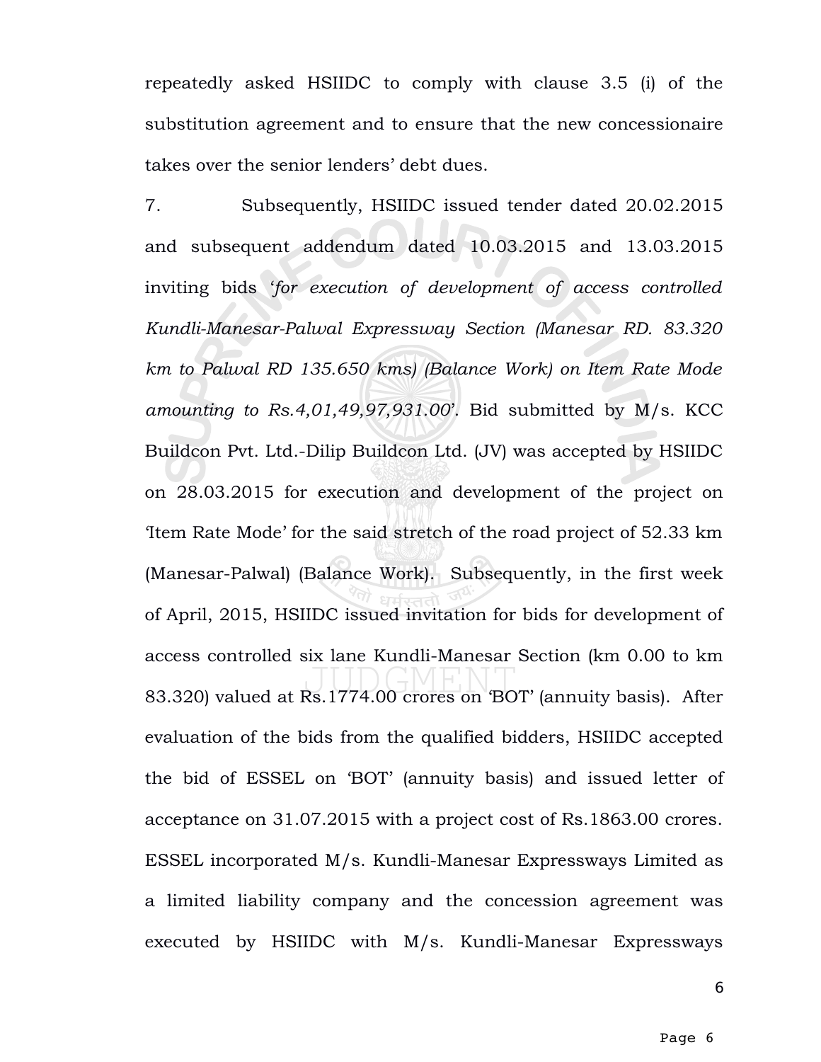repeatedly asked HSIIDC to comply with clause 3.5 (i) of the substitution agreement and to ensure that the new concessionaire takes over the senior lenders' debt dues.

7. Subsequently, HSIIDC issued tender dated 20.02.2015 and subsequent addendum dated 10.03.2015 and 13.03.2015 inviting bids '*for execution of development of access controlled Kundli-Manesar-Palwal Expressway Section (Manesar RD. 83.320 km to Palwal RD 135.650 kms) (Balance Work) on Item Rate Mode amounting to Rs.4,01,49,97,931.00*'. Bid submitted by M/s. KCC Buildcon Pvt. Ltd.-Dilip Buildcon Ltd. (JV) was accepted by HSIIDC on 28.03.2015 for execution and development of the project on 'Item Rate Mode' for the said stretch of the road project of 52.33 km (Manesar-Palwal) (Balance Work). Subsequently, in the first week of April, 2015, HSIIDC issued invitation for bids for development of access controlled six lane Kundli-Manesar Section (km 0.00 to km 83.320) valued at Rs.1774.00 crores on 'BOT' (annuity basis). After evaluation of the bids from the qualified bidders, HSIIDC accepted the bid of ESSEL on 'BOT' (annuity basis) and issued letter of acceptance on 31.07.2015 with a project cost of Rs.1863.00 crores. ESSEL incorporated M/s. Kundli-Manesar Expressways Limited as a limited liability company and the concession agreement was executed by HSIIDC with M/s. Kundli-Manesar Expressways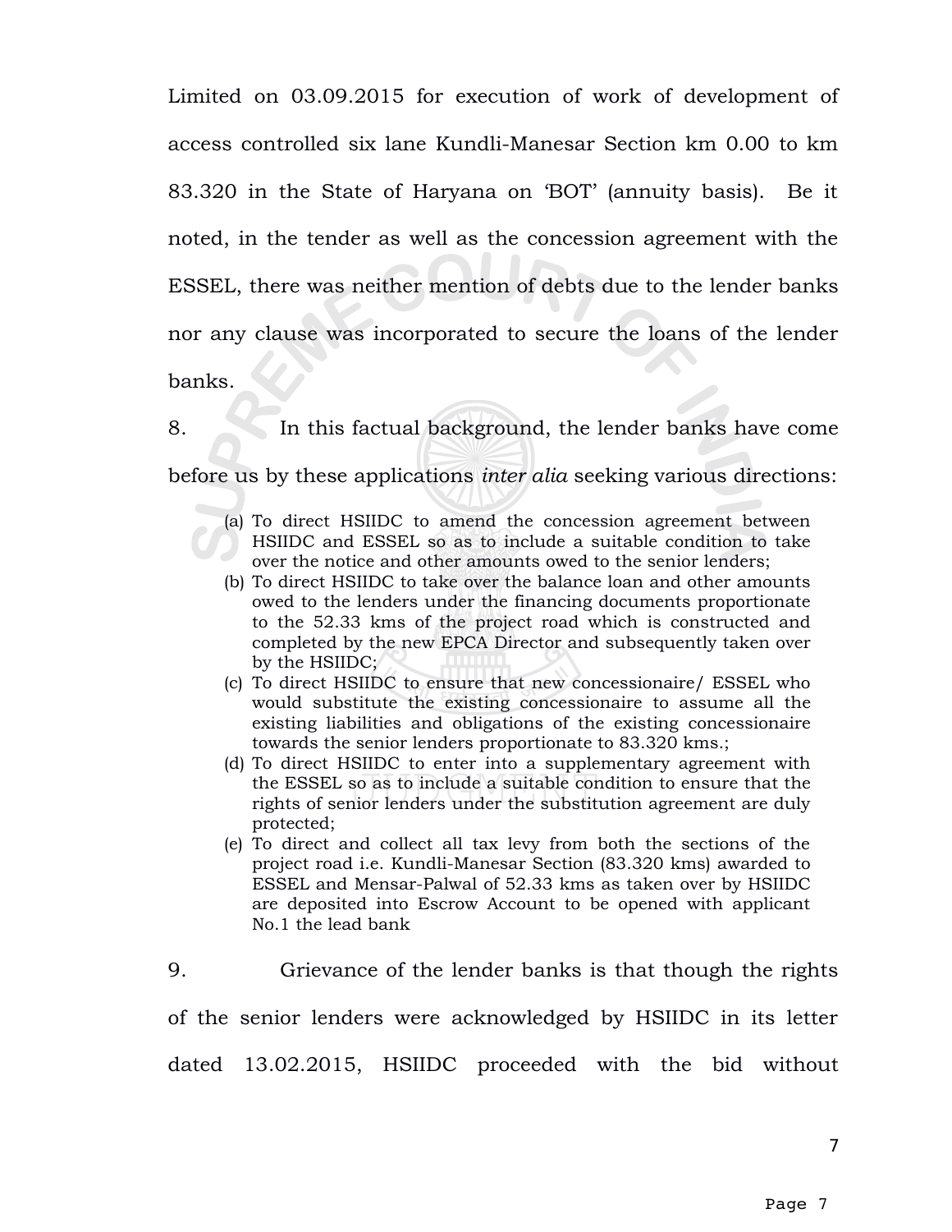Limited on 03.09.2015 for execution of work of development of access controlled six lane Kundli-Manesar Section km 0.00 to km 83.320 in the State of Haryana on 'BOT' (annuity basis). Be it noted, in the tender as well as the concession agreement with the ESSEL, there was neither mention of debts due to the lender banks nor any clause was incorporated to secure the loans of the lender banks.

8. In this factual background, the lender banks have come before us by these applications *inter alia* seeking various directions:

(a) To direct HSIIDC to amend the concession agreement between HSIIDC and ESSEL so as to include a suitable condition to take over the notice and other amounts owed to the senior lenders;
(b) To direct HSIIDC to take over the balance loan and other amounts owed to the lenders under the financing documents proportionate to the 52.33 kms of the project road which is constructed and completed by the new EPCA Director and subsequently taken over by the HSIIDC;
(c) To direct HSIIDC to ensure that new concessionaire/ ESSEL who would substitute the existing concessionaire to assume all the existing liabilities and obligations of the existing concessionaire towards the senior lenders proportionate to 83.320 kms.;
(d) To direct HSIIDC to enter into a supplementary agreement with the ESSEL so as to include a suitable condition to ensure that the rights of senior lenders under the substitution agreement are duly protected;
(e) To direct and collect all tax levy from both the sections of the project road i.e. Kundli-Manesar Section (83.320 kms) awarded to ESSEL and Mensar-Palwal of 52.33 kms as taken over by HSIIDC are deposited into Escrow Account to be opened with applicant No.1 the lead bank

9. Grievance of the lender banks is that though the rights of the senior lenders were acknowledged by HSIIDC in its letter dated 13.02.2015, HSIIDC proceeded with the bid without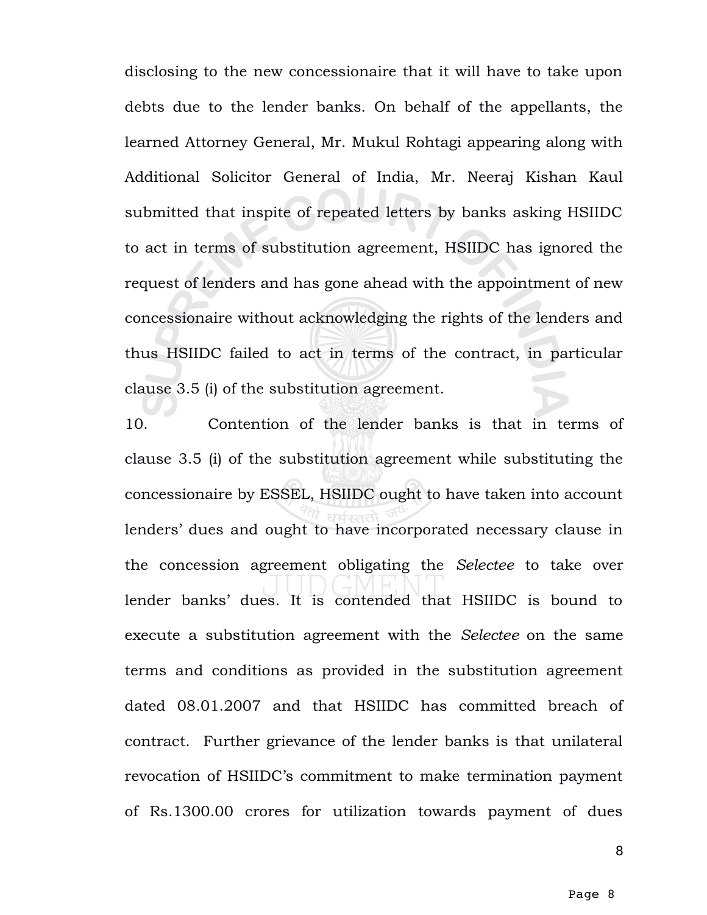disclosing to the new concessionaire that it will have to take upon debts due to the lender banks. On behalf of the appellants, the learned Attorney General, Mr. Mukul Rohtagi appearing along with Additional Solicitor General of India, Mr. Neeraj Kishan Kaul submitted that inspite of repeated letters by banks asking HSIIDC to act in terms of substitution agreement, HSIIDC has ignored the request of lenders and has gone ahead with the appointment of new concessionaire without acknowledging the rights of the lenders and thus HSIIDC failed to act in terms of the contract, in particular clause 3.5 (i) of the substitution agreement.

10. Contention of the lender banks is that in terms of clause 3.5 (i) of the substitution agreement while substituting the concessionaire by ESSEL, HSIIDC ought to have taken into account lenders' dues and ought to have incorporated necessary clause in the concession agreement obligating the *Selectee* to take over lender banks' dues. It is contended that HSIIDC is bound to execute a substitution agreement with the *Selectee* on the same terms and conditions as provided in the substitution agreement dated 08.01.2007 and that HSIIDC has committed breach of contract. Further grievance of the lender banks is that unilateral revocation of HSIIDC's commitment to make termination payment of Rs.1300.00 crores for utilization towards payment of dues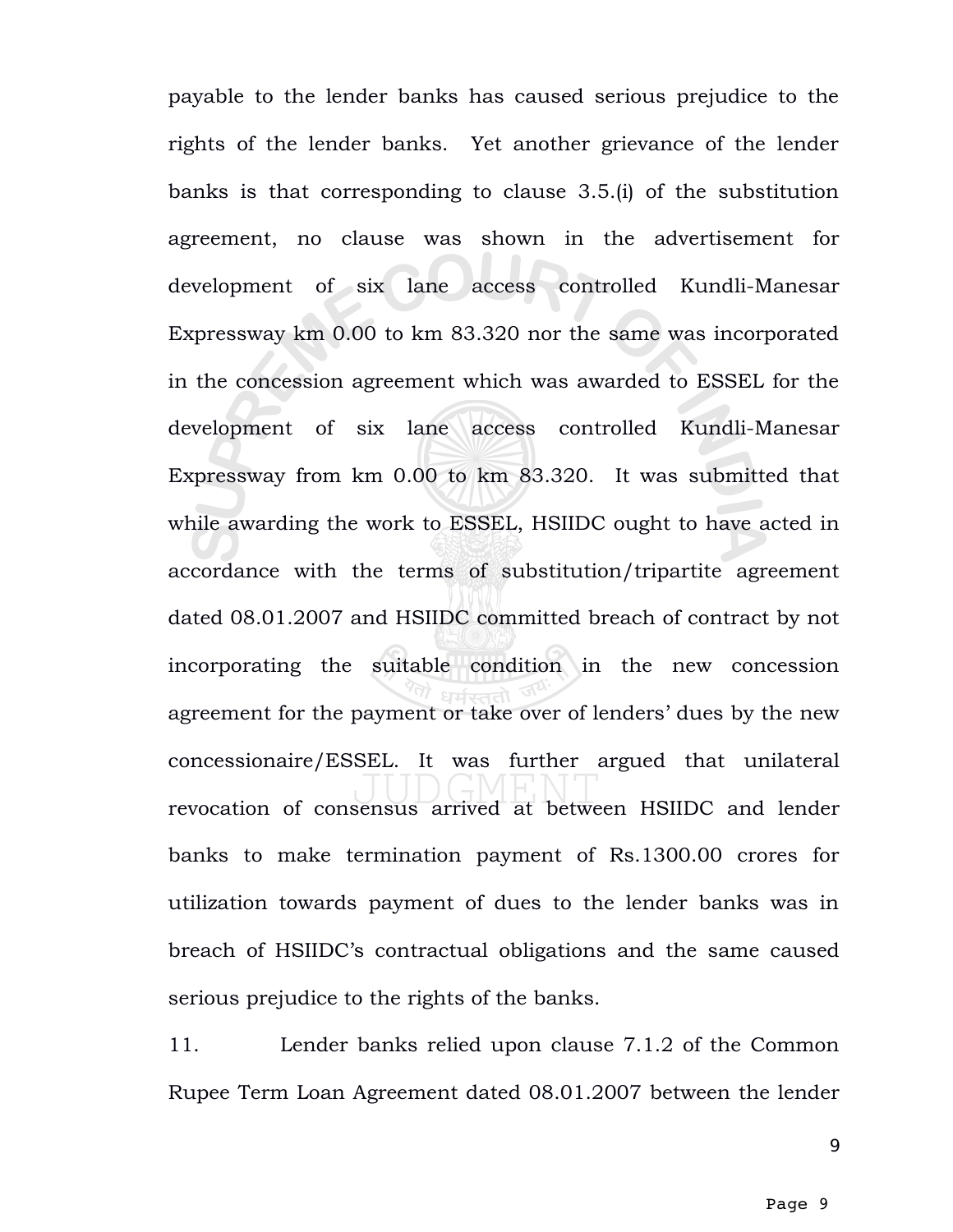payable to the lender banks has caused serious prejudice to the rights of the lender banks. Yet another grievance of the lender banks is that corresponding to clause 3.5.(i) of the substitution agreement, no clause was shown in the advertisement for development of six lane access controlled Kundli-Manesar Expressway km 0.00 to km 83.320 nor the same was incorporated in the concession agreement which was awarded to ESSEL for the development of six lane access controlled Kundli-Manesar Expressway from km 0.00 to km 83.320. It was submitted that while awarding the work to ESSEL, HSIIDC ought to have acted in accordance with the terms of substitution/tripartite agreement dated 08.01.2007 and HSIIDC committed breach of contract by not incorporating the suitable condition in the new concession agreement for the payment or take over of lenders' dues by the new concessionaire/ESSEL. It was further argued that unilateral revocation of consensus arrived at between HSIIDC and lender banks to make termination payment of Rs.1300.00 crores for utilization towards payment of dues to the lender banks was in breach of HSIIDC's contractual obligations and the same caused serious prejudice to the rights of the banks.

11. Lender banks relied upon clause 7.1.2 of the Common Rupee Term Loan Agreement dated 08.01.2007 between the lender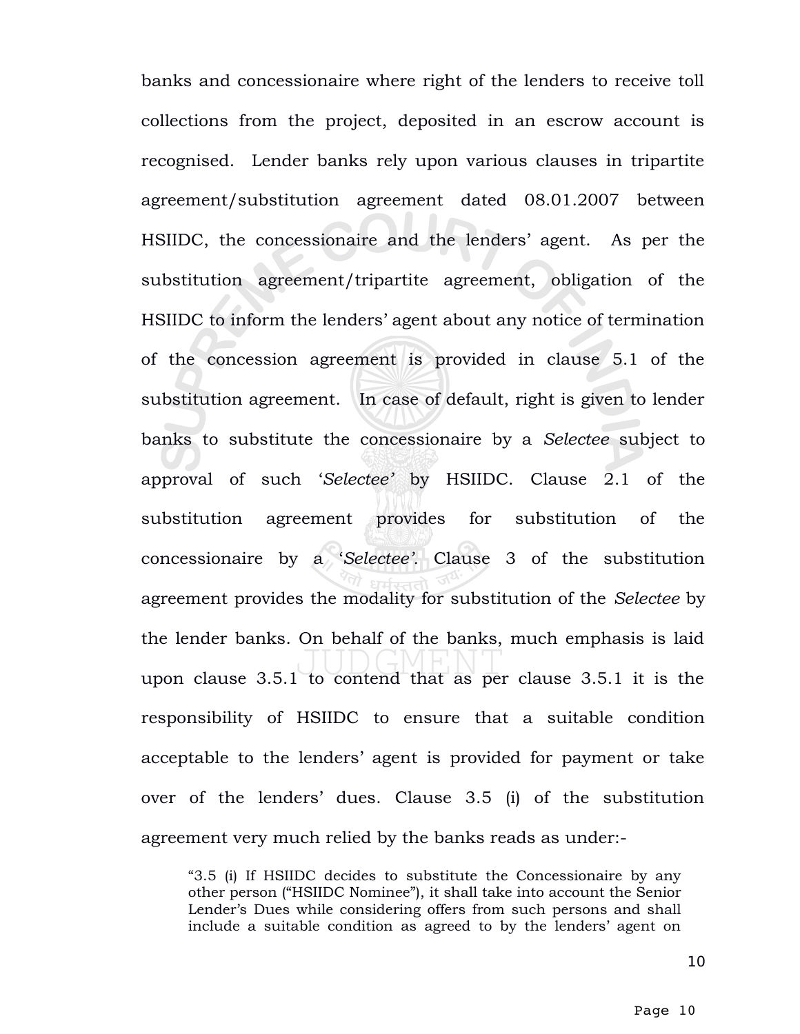banks and concessionaire where right of the lenders to receive toll collections from the project, deposited in an escrow account is recognised. Lender banks rely upon various clauses in tripartite agreement/substitution agreement dated 08.01.2007 between HSIIDC, the concessionaire and the lenders' agent. As per the substitution agreement/tripartite agreement, obligation of the HSIIDC to inform the lenders' agent about any notice of termination of the concession agreement is provided in clause 5.1 of the substitution agreement. In case of default, right is given to lender banks to substitute the concessionaire by a *Selectee* subject to approval of such '*Selectee'* by HSIIDC. Clause 2.1 of the substitution agreement provides for substitution of the concessionaire by a '*Selectee'*. Clause 3 of the substitution agreement provides the modality for substitution of the *Selectee* by the lender banks. On behalf of the banks, much emphasis is laid upon clause 3.5.1 to contend that as per clause 3.5.1 it is the responsibility of HSIIDC to ensure that a suitable condition acceptable to the lenders' agent is provided for payment or take over of the lenders' dues. Clause 3.5 (i) of the substitution agreement very much relied by the banks reads as under:-

> "3.5 (i) If HSIIDC decides to substitute the Concessionaire by any other person ("HSIIDC Nominee"), it shall take into account the Senior Lender's Dues while considering offers from such persons and shall include a suitable condition as agreed to by the lenders' agent on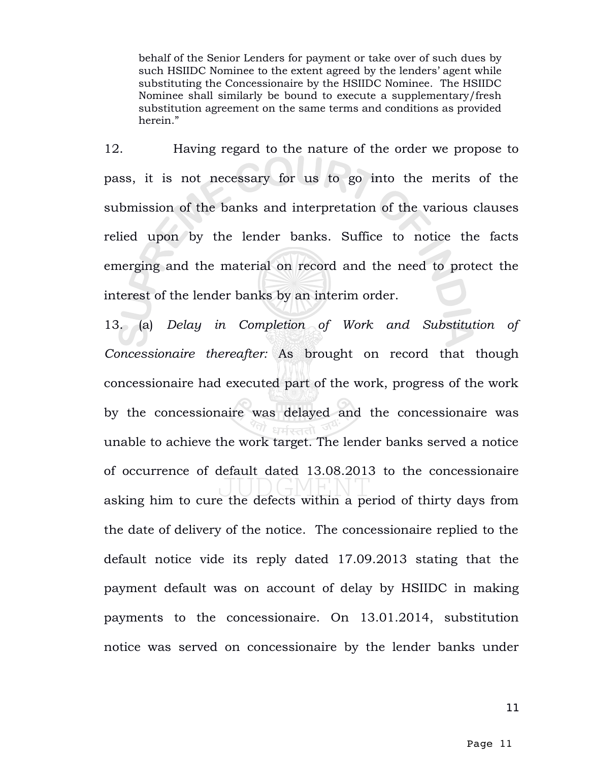> behalf of the Senior Lenders for payment or take over of such dues by such HSIIDC Nominee to the extent agreed by the lenders' agent while substituting the Concessionaire by the HSIIDC Nominee. The HSIIDC Nominee shall similarly be bound to execute a supplementary/fresh substitution agreement on the same terms and conditions as provided herein."

12. Having regard to the nature of the order we propose to pass, it is not necessary for us to go into the merits of the submission of the banks and interpretation of the various clauses relied upon by the lender banks. Suffice to notice the facts emerging and the material on record and the need to protect the interest of the lender banks by an interim order.

13. (a) *Delay in Completion of Work and Substitution of Concessionaire thereafter:* As brought on record that though concessionaire had executed part of the work, progress of the work by the concessionaire was delayed and the concessionaire was unable to achieve the work target. The lender banks served a notice of occurrence of default dated 13.08.2013 to the concessionaire asking him to cure the defects within a period of thirty days from the date of delivery of the notice. The concessionaire replied to the default notice vide its reply dated 17.09.2013 stating that the payment default was on account of delay by HSIIDC in making payments to the concessionaire. On 13.01.2014, substitution notice was served on concessionaire by the lender banks under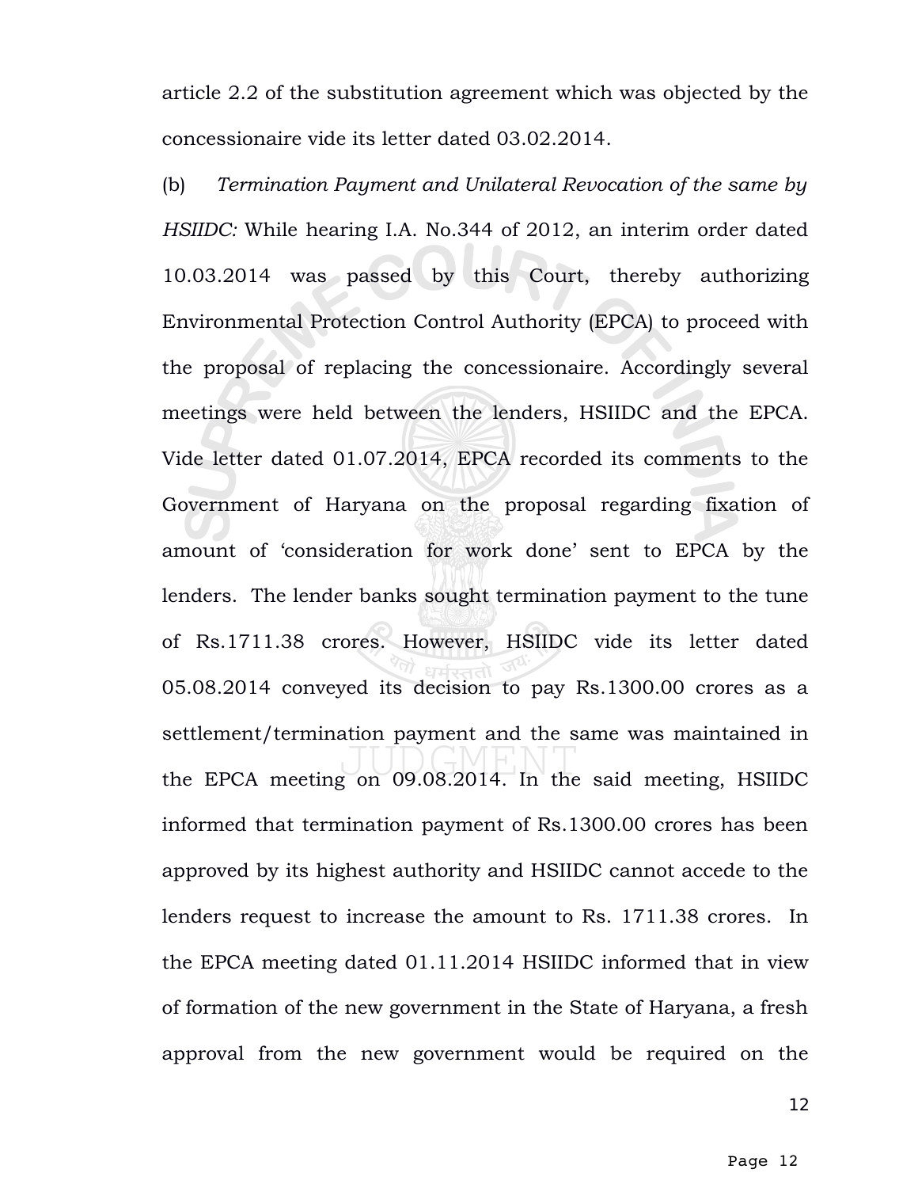article 2.2 of the substitution agreement which was objected by the concessionaire vide its letter dated 03.02.2014.

(b) *Termination Payment and Unilateral Revocation of the same by HSIIDC:* While hearing I.A. No.344 of 2012, an interim order dated 10.03.2014 was passed by this Court, thereby authorizing Environmental Protection Control Authority (EPCA) to proceed with the proposal of replacing the concessionaire. Accordingly several meetings were held between the lenders, HSIIDC and the EPCA. Vide letter dated 01.07.2014, EPCA recorded its comments to the Government of Haryana on the proposal regarding fixation of amount of 'consideration for work done' sent to EPCA by the lenders. The lender banks sought termination payment to the tune of Rs.1711.38 crores. However, HSIIDC vide its letter dated 05.08.2014 conveyed its decision to pay Rs.1300.00 crores as a settlement/termination payment and the same was maintained in the EPCA meeting on 09.08.2014. In the said meeting, HSIIDC informed that termination payment of Rs.1300.00 crores has been approved by its highest authority and HSIIDC cannot accede to the lenders request to increase the amount to Rs. 1711.38 crores. In the EPCA meeting dated 01.11.2014 HSIIDC informed that in view of formation of the new government in the State of Haryana, a fresh approval from the new government would be required on the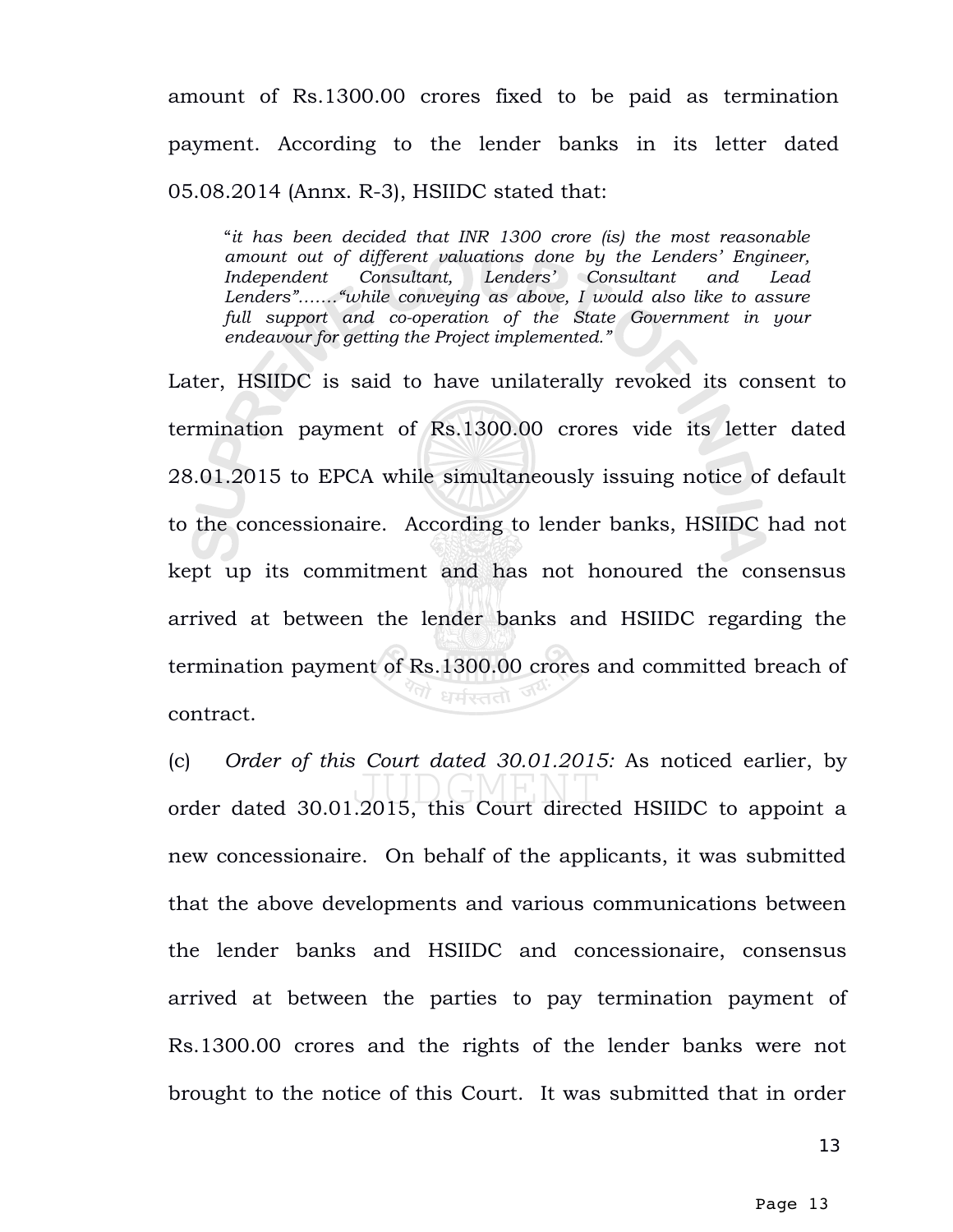amount of Rs.1300.00 crores fixed to be paid as termination payment. According to the lender banks in its letter dated 05.08.2014 (Annx. R-3), HSIIDC stated that:

> "*it has been decided that INR 1300 crore (is) the most reasonable amount out of different valuations done by the Lenders' Engineer, Independent Consultant, Lenders' Consultant and Lead Lenders"……."while conveying as above, I would also like to assure full support and co-operation of the State Government in your endeavour for getting the Project implemented."*

Later, HSIIDC is said to have unilaterally revoked its consent to termination payment of Rs.1300.00 crores vide its letter dated 28.01.2015 to EPCA while simultaneously issuing notice of default to the concessionaire. According to lender banks, HSIIDC had not kept up its commitment and has not honoured the consensus arrived at between the lender banks and HSIIDC regarding the termination payment of Rs.1300.00 crores and committed breach of contract.

(c) *Order of this Court dated 30.01.2015:* As noticed earlier, by order dated 30.01.2015, this Court directed HSIIDC to appoint a new concessionaire. On behalf of the applicants, it was submitted that the above developments and various communications between the lender banks and HSIIDC and concessionaire, consensus arrived at between the parties to pay termination payment of Rs.1300.00 crores and the rights of the lender banks were not brought to the notice of this Court. It was submitted that in order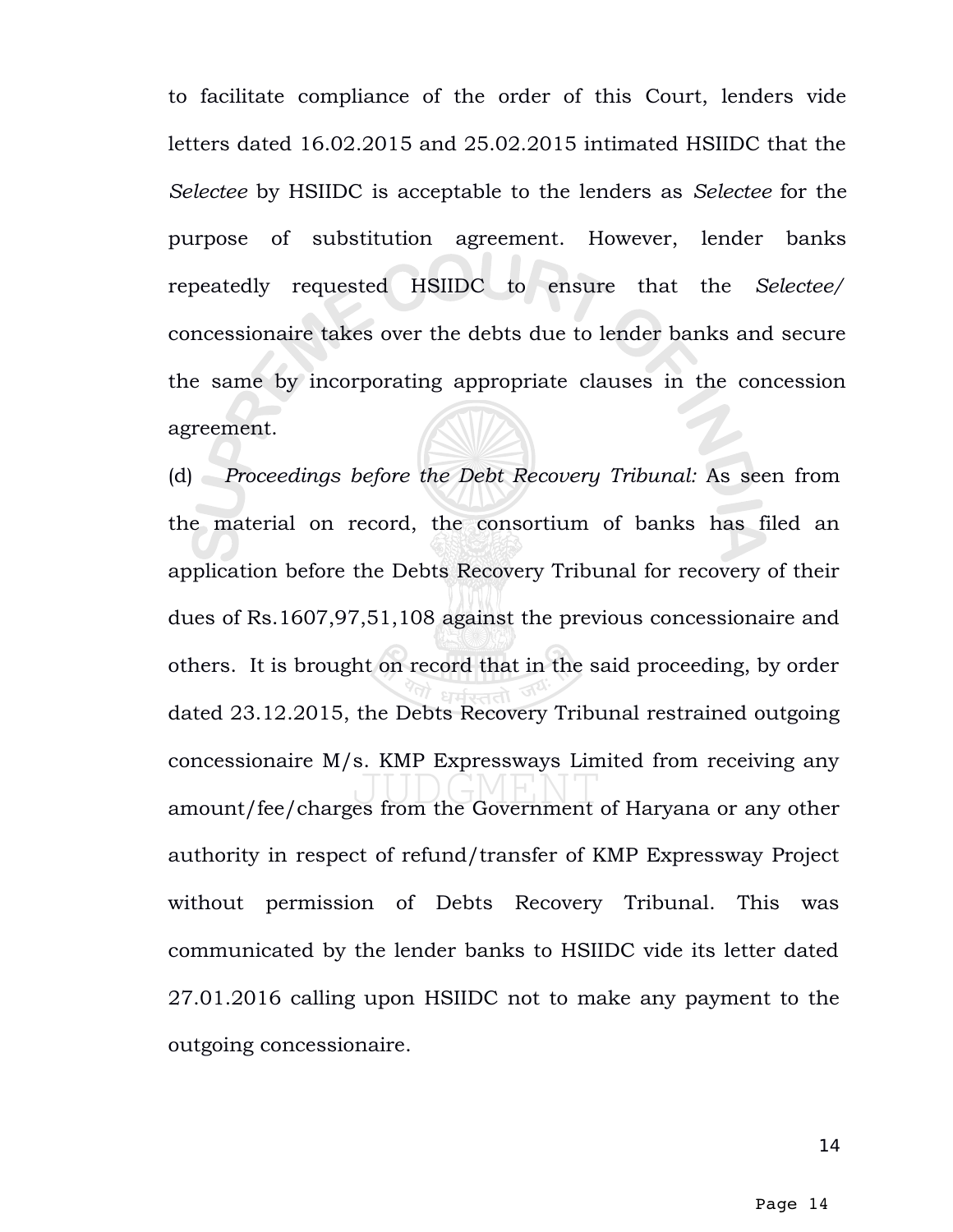to facilitate compliance of the order of this Court, lenders vide letters dated 16.02.2015 and 25.02.2015 intimated HSIIDC that the *Selectee* by HSIIDC is acceptable to the lenders as *Selectee* for the purpose of substitution agreement. However, lender banks repeatedly requested HSIIDC to ensure that the *Selectee/* concessionaire takes over the debts due to lender banks and secure the same by incorporating appropriate clauses in the concession agreement.

(d) *Proceedings before the Debt Recovery Tribunal:* As seen from the material on record, the consortium of banks has filed an application before the Debts Recovery Tribunal for recovery of their dues of Rs.1607,97,51,108 against the previous concessionaire and others. It is brought on record that in the said proceeding, by order dated 23.12.2015, the Debts Recovery Tribunal restrained outgoing concessionaire M/s. KMP Expressways Limited from receiving any amount/fee/charges from the Government of Haryana or any other authority in respect of refund/transfer of KMP Expressway Project without permission of Debts Recovery Tribunal. This was communicated by the lender banks to HSIIDC vide its letter dated 27.01.2016 calling upon HSIIDC not to make any payment to the outgoing concessionaire.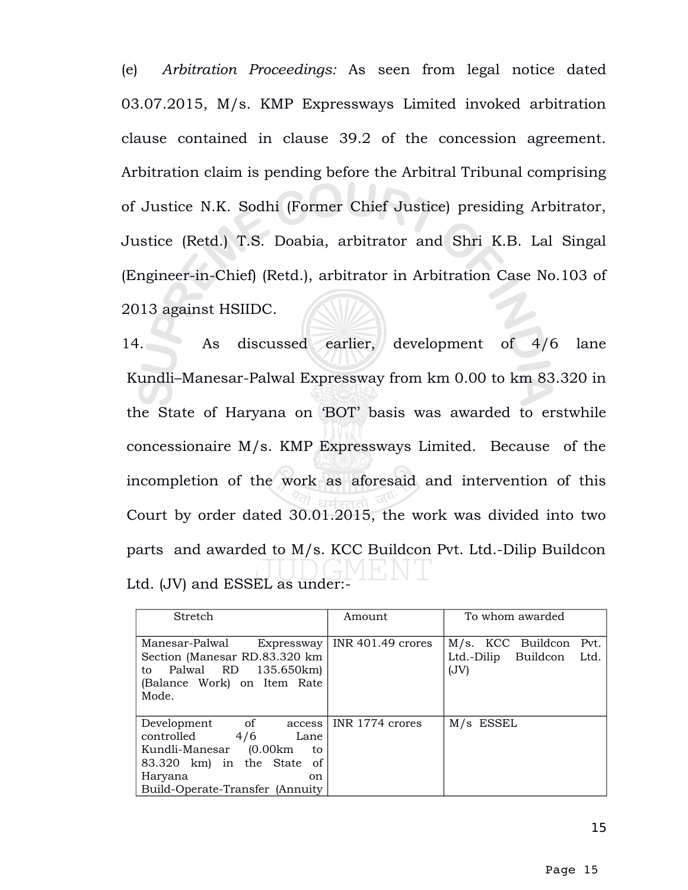(e) *Arbitration Proceedings:* As seen from legal notice dated 03.07.2015, M/s. KMP Expressways Limited invoked arbitration clause contained in clause 39.2 of the concession agreement. Arbitration claim is pending before the Arbitral Tribunal comprising of Justice N.K. Sodhi (Former Chief Justice) presiding Arbitrator, Justice (Retd.) T.S. Doabia, arbitrator and Shri K.B. Lal Singal (Engineer-in-Chief) (Retd.), arbitrator in Arbitration Case No.103 of 2013 against HSIIDC.

14. As discussed earlier, development of 4/6 lane Kundli–Manesar-Palwal Expressway from km 0.00 to km 83.320 in the State of Haryana on 'BOT' basis was awarded to erstwhile concessionaire M/s. KMP Expressways Limited. Because of the incompletion of the work as aforesaid and intervention of this Court by order dated 30.01.2015, the work was divided into two parts and awarded to M/s. KCC Buildcon Pvt. Ltd.-Dilip Buildcon Ltd. (JV) and ESSEL as under:-

| Stretch | Amount | To whom awarded |
|---|---|---|
| Manesar-Palwal Expressway Section (Manesar RD.83.320 km to Palwal RD 135.650km) (Balance Work) on Item Rate Mode. | INR 401.49 crores | M/s. KCC Buildcon Pvt. Ltd.-Dilip Buildcon Ltd. (JV) |
| Development of access controlled 4/6 Lane Kundli-Manesar (0.00km to 83.320 km) in the State of Haryana on Build-Operate-Transfer (Annuity | INR 1774 crores | M/s ESSEL |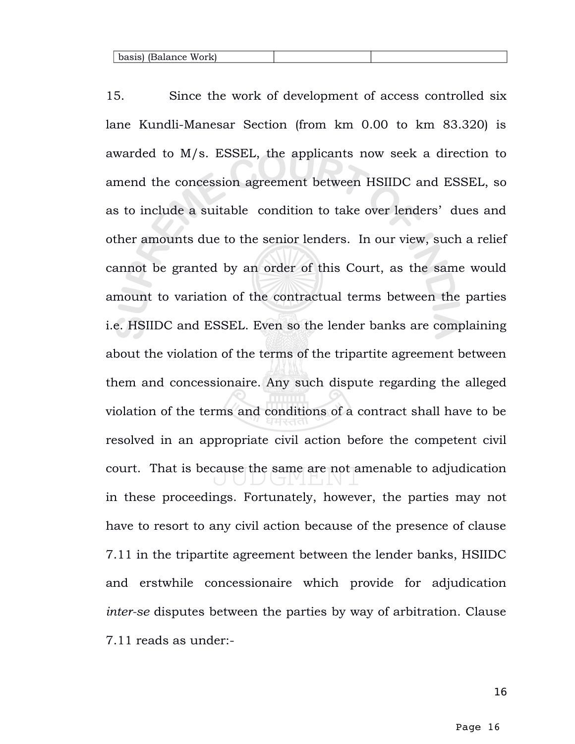| basis) (Balance Work) | | |
|---|---|---|

15. Since the work of development of access controlled six lane Kundli-Manesar Section (from km 0.00 to km 83.320) is awarded to M/s. ESSEL, the applicants now seek a direction to amend the concession agreement between HSIIDC and ESSEL, so as to include a suitable condition to take over lenders' dues and other amounts due to the senior lenders. In our view, such a relief cannot be granted by an order of this Court, as the same would amount to variation of the contractual terms between the parties i.e. HSIIDC and ESSEL. Even so the lender banks are complaining about the violation of the terms of the tripartite agreement between them and concessionaire. Any such dispute regarding the alleged violation of the terms and conditions of a contract shall have to be resolved in an appropriate civil action before the competent civil court. That is because the same are not amenable to adjudication in these proceedings. Fortunately, however, the parties may not have to resort to any civil action because of the presence of clause 7.11 in the tripartite agreement between the lender banks, HSIIDC and erstwhile concessionaire which provide for adjudication *inter-se* disputes between the parties by way of arbitration. Clause 7.11 reads as under:-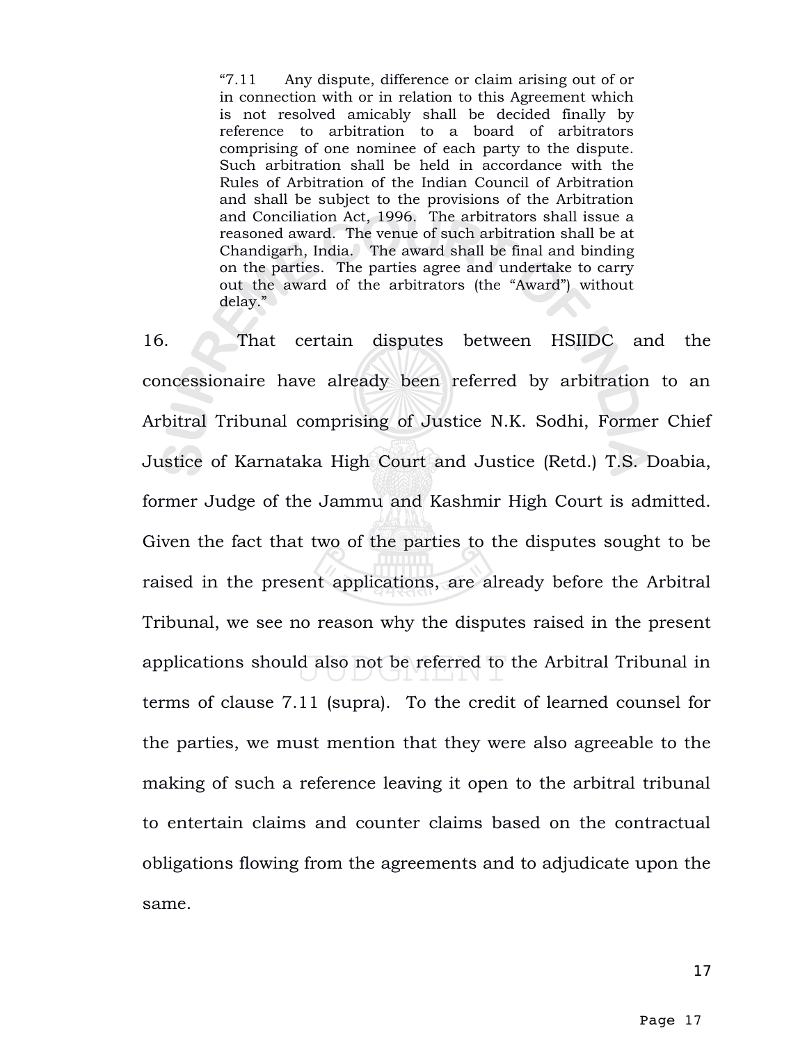> "7.11 Any dispute, difference or claim arising out of or in connection with or in relation to this Agreement which is not resolved amicably shall be decided finally by reference to arbitration to a board of arbitrators comprising of one nominee of each party to the dispute. Such arbitration shall be held in accordance with the Rules of Arbitration of the Indian Council of Arbitration and shall be subject to the provisions of the Arbitration and Conciliation Act, 1996. The arbitrators shall issue a reasoned award. The venue of such arbitration shall be at Chandigarh, India. The award shall be final and binding on the parties. The parties agree and undertake to carry out the award of the arbitrators (the "Award") without delay."

16. That certain disputes between HSIIDC and the concessionaire have already been referred by arbitration to an Arbitral Tribunal comprising of Justice N.K. Sodhi, Former Chief Justice of Karnataka High Court and Justice (Retd.) T.S. Doabia, former Judge of the Jammu and Kashmir High Court is admitted. Given the fact that two of the parties to the disputes sought to be raised in the present applications, are already before the Arbitral Tribunal, we see no reason why the disputes raised in the present applications should also not be referred to the Arbitral Tribunal in terms of clause 7.11 (supra). To the credit of learned counsel for the parties, we must mention that they were also agreeable to the making of such a reference leaving it open to the arbitral tribunal to entertain claims and counter claims based on the contractual obligations flowing from the agreements and to adjudicate upon the same.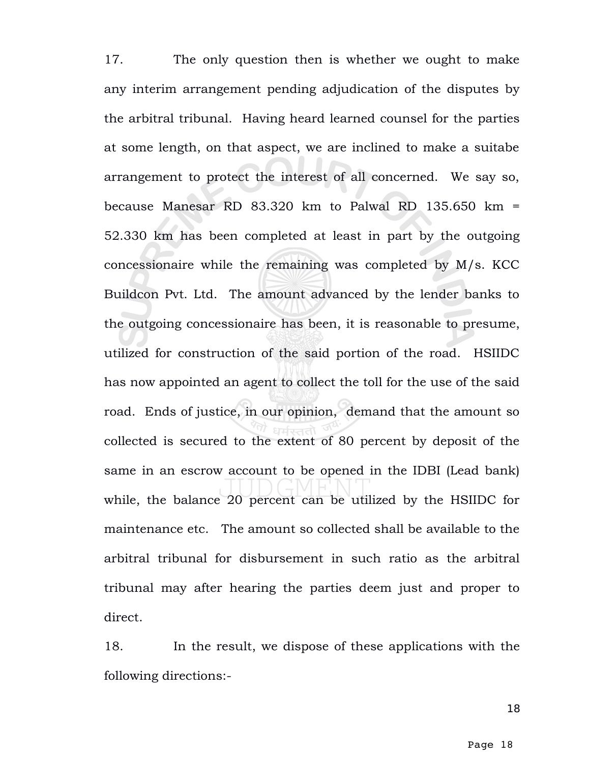17. The only question then is whether we ought to make any interim arrangement pending adjudication of the disputes by the arbitral tribunal. Having heard learned counsel for the parties at some length, on that aspect, we are inclined to make a suitabe arrangement to protect the interest of all concerned. We say so, because Manesar RD 83.320 km to Palwal RD 135.650 km = 52.330 km has been completed at least in part by the outgoing concessionaire while the remaining was completed by M/s. KCC Buildcon Pvt. Ltd. The amount advanced by the lender banks to the outgoing concessionaire has been, it is reasonable to presume, utilized for construction of the said portion of the road. HSIIDC has now appointed an agent to collect the toll for the use of the said road. Ends of justice, in our opinion, demand that the amount so collected is secured to the extent of 80 percent by deposit of the same in an escrow account to be opened in the IDBI (Lead bank) while, the balance 20 percent can be utilized by the HSIIDC for maintenance etc. The amount so collected shall be available to the arbitral tribunal for disbursement in such ratio as the arbitral tribunal may after hearing the parties deem just and proper to direct.

18. In the result, we dispose of these applications with the following directions:-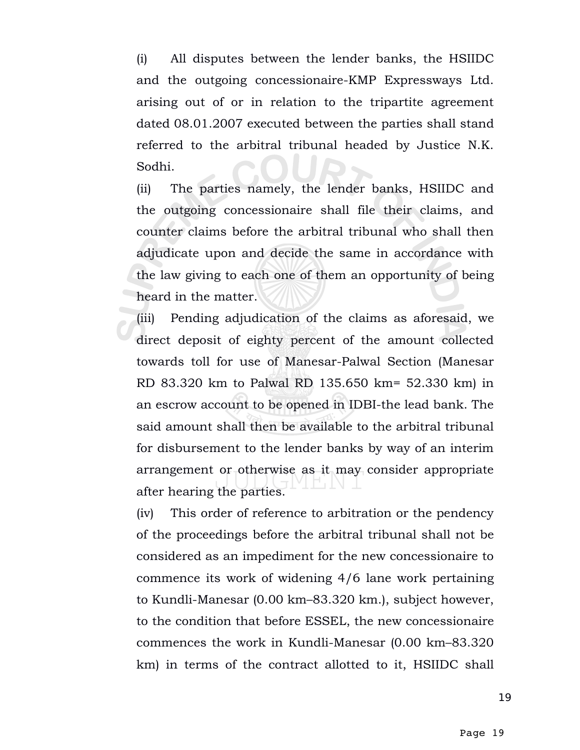(i) All disputes between the lender banks, the HSIIDC and the outgoing concessionaire-KMP Expressways Ltd. arising out of or in relation to the tripartite agreement dated 08.01.2007 executed between the parties shall stand referred to the arbitral tribunal headed by Justice N.K. Sodhi.

(ii) The parties namely, the lender banks, HSIIDC and the outgoing concessionaire shall file their claims, and counter claims before the arbitral tribunal who shall then adjudicate upon and decide the same in accordance with the law giving to each one of them an opportunity of being heard in the matter.

(iii) Pending adjudication of the claims as aforesaid, we direct deposit of eighty percent of the amount collected towards toll for use of Manesar-Palwal Section (Manesar RD 83.320 km to Palwal RD 135.650 km= 52.330 km) in an escrow account to be opened in IDBI-the lead bank. The said amount shall then be available to the arbitral tribunal for disbursement to the lender banks by way of an interim arrangement or otherwise as it may consider appropriate after hearing the parties.

(iv) This order of reference to arbitration or the pendency of the proceedings before the arbitral tribunal shall not be considered as an impediment for the new concessionaire to commence its work of widening 4/6 lane work pertaining to Kundli-Manesar (0.00 km–83.320 km.), subject however, to the condition that before ESSEL, the new concessionaire commences the work in Kundli-Manesar (0.00 km–83.320 km) in terms of the contract allotted to it, HSIIDC shall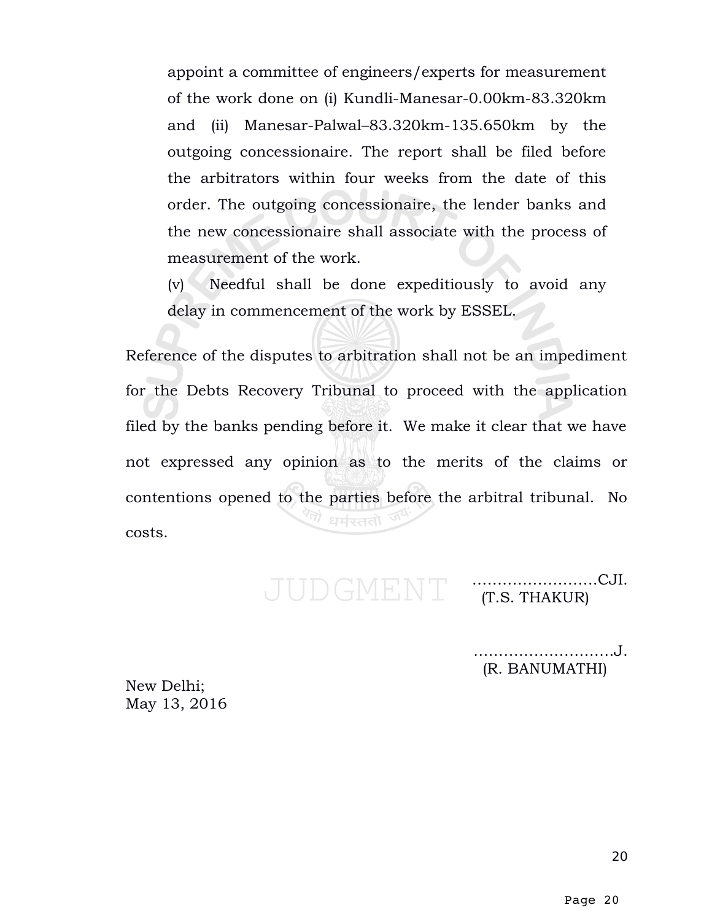appoint a committee of engineers/experts for measurement of the work done on (i) Kundli-Manesar-0.00km-83.320km and (ii) Manesar-Palwal–83.320km-135.650km by the outgoing concessionaire. The report shall be filed before the arbitrators within four weeks from the date of this order. The outgoing concessionaire, the lender banks and the new concessionaire shall associate with the process of measurement of the work.

(v) Needful shall be done expeditiously to avoid any delay in commencement of the work by ESSEL.

Reference of the disputes to arbitration shall not be an impediment for the Debts Recovery Tribunal to proceed with the application filed by the banks pending before it. We make it clear that we have not expressed any opinion as to the merits of the claims or contentions opened to the parties before the arbitral tribunal. No costs.

…………………….CJI.
(T.S. THAKUR)

……………………….J.
(R. BANUMATHI)

New Delhi;
May 13, 2016